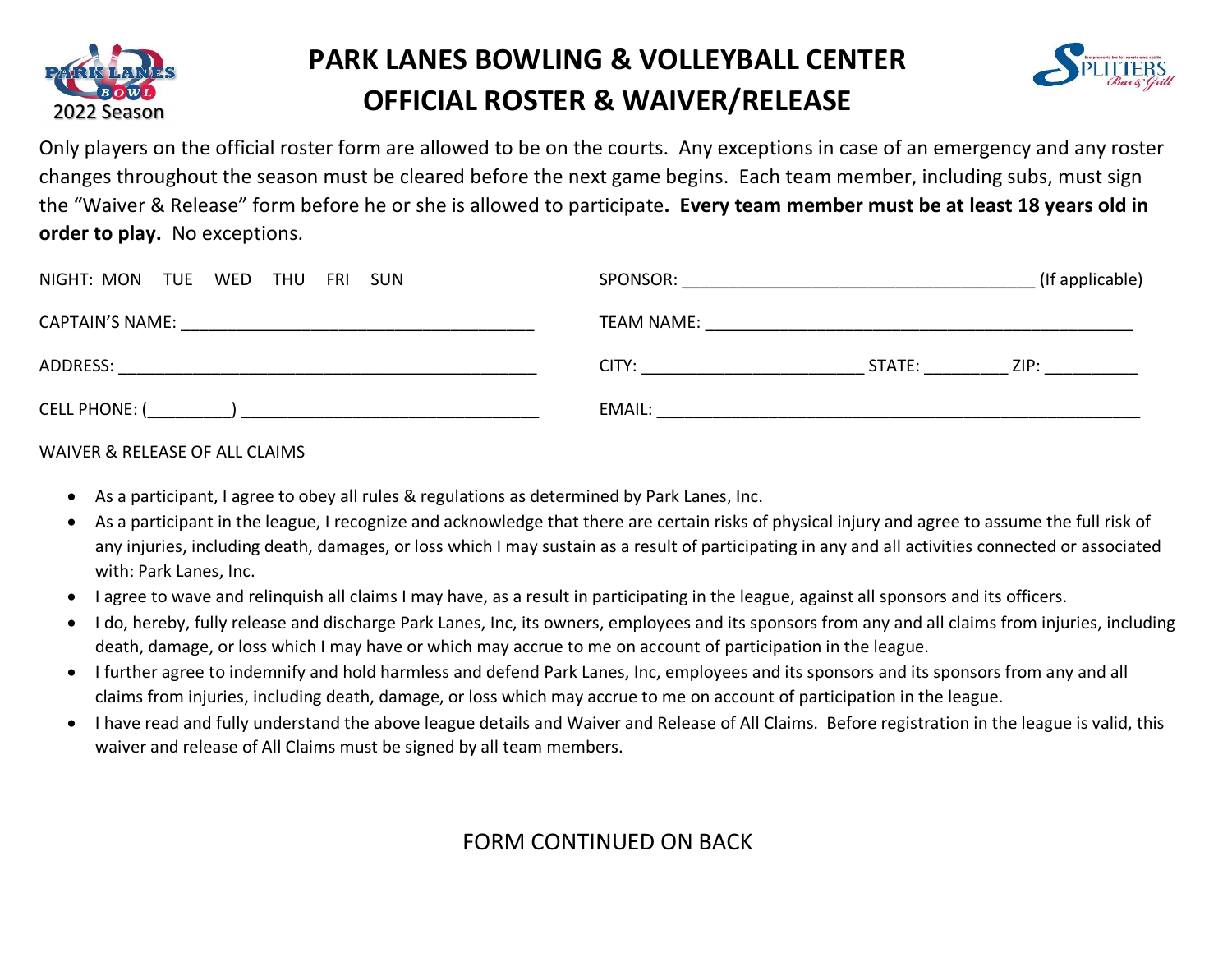2022 Season

# PARK LANES BOWLING & VOLLEYBALL CENTER
# OFFICIAL ROSTER & WAIVER/RELEASE

Only players on the official roster form are allowed to be on the courts. Any exceptions in case of an emergency and any roster changes throughout the season must be cleared before the next game begins. Each team member, including subs, must sign the "Waiver & Release" form before he or she is allowed to participate. **Every team member must be at least 18 years old in order to play.** No exceptions.

NIGHT: MON TUE WED THU FRI SUN

SPONSOR: ____________________________________ (If applicable)

CAPTAIN'S NAME: ____________________________________

TEAM NAME: ____________________________________________

ADDRESS: ____________________________________________

CITY: ______________________ STATE: ________ ZIP: _________

CELL PHONE: (_________) ______________________________

EMAIL: ____________________________________________________

WAIVER & RELEASE OF ALL CLAIMS

- As a participant, I agree to obey all rules & regulations as determined by Park Lanes, Inc.
- As a participant in the league, I recognize and acknowledge that there are certain risks of physical injury and agree to assume the full risk of any injuries, including death, damages, or loss which I may sustain as a result of participating in any and all activities connected or associated with: Park Lanes, Inc.
- I agree to wave and relinquish all claims I may have, as a result in participating in the league, against all sponsors and its officers.
- I do, hereby, fully release and discharge Park Lanes, Inc, its owners, employees and its sponsors from any and all claims from injuries, including death, damage, or loss which I may have or which may accrue to me on account of participation in the league.
- I further agree to indemnify and hold harmless and defend Park Lanes, Inc, employees and its sponsors and its sponsors from any and all claims from injuries, including death, damage, or loss which may accrue to me on account of participation in the league.
- I have read and fully understand the above league details and Waiver and Release of All Claims. Before registration in the league is valid, this waiver and release of All Claims must be signed by all team members.

FORM CONTINUED ON BACK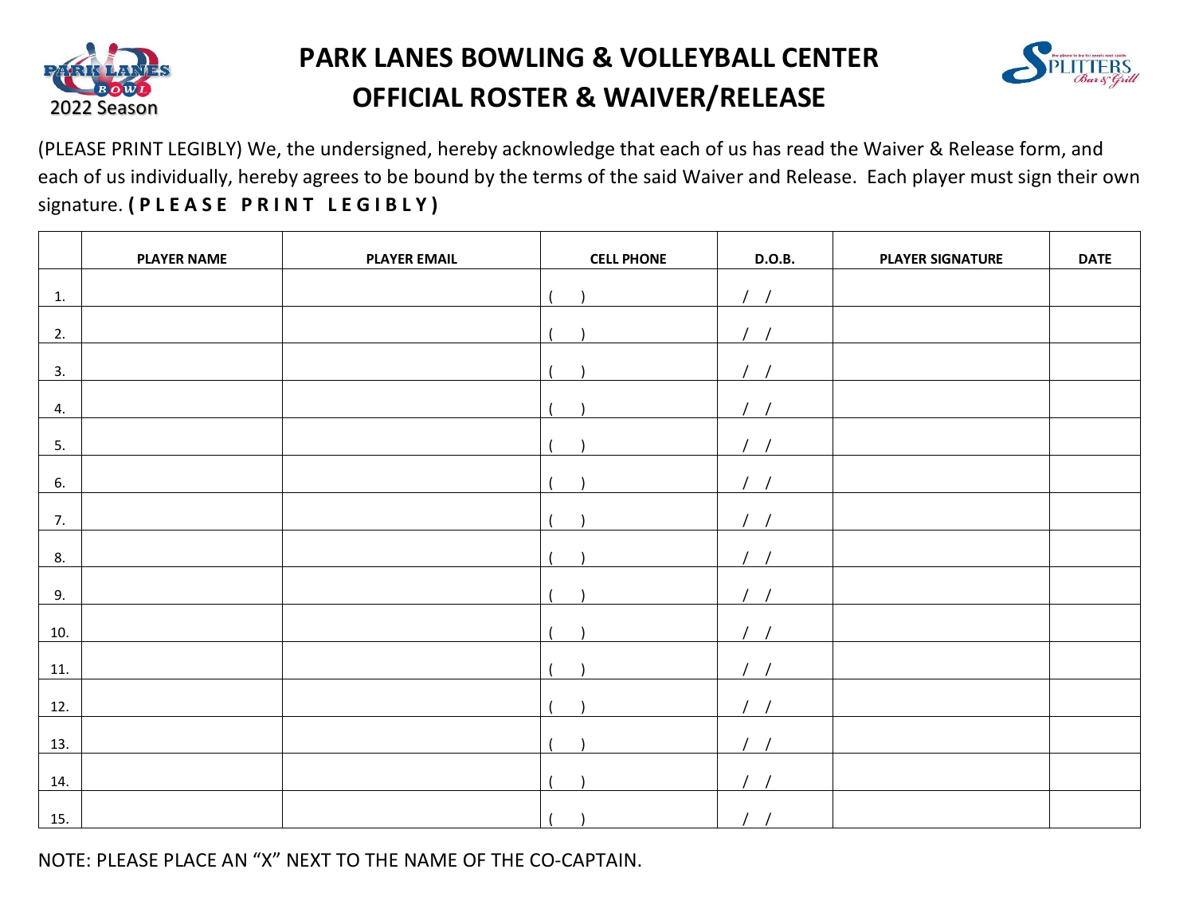# PARK LANES BOWLING & VOLLEYBALL CENTER
# OFFICIAL ROSTER & WAIVER/RELEASE

PARK LANES BOWL
2022 Season

SPLITTERS Bar & Grill

(PLEASE PRINT LEGIBLY) We, the undersigned, hereby acknowledge that each of us has read the Waiver & Release form, and each of us individually, hereby agrees to be bound by the terms of the said Waiver and Release. Each player must sign their own signature. **( P L E A S E  P R I N T  L E G I B L Y )**

| | PLAYER NAME | PLAYER EMAIL | CELL PHONE | D.O.B. | PLAYER SIGNATURE | DATE |
|---|---|---|---|---|---|---|
| 1. | | | (    ) | /  / | | |
| 2. | | | (    ) | /  / | | |
| 3. | | | (    ) | /  / | | |
| 4. | | | (    ) | /  / | | |
| 5. | | | (    ) | /  / | | |
| 6. | | | (    ) | /  / | | |
| 7. | | | (    ) | /  / | | |
| 8. | | | (    ) | /  / | | |
| 9. | | | (    ) | /  / | | |
| 10. | | | (    ) | /  / | | |
| 11. | | | (    ) | /  / | | |
| 12. | | | (    ) | /  / | | |
| 13. | | | (    ) | /  / | | |
| 14. | | | (    ) | /  / | | |
| 15. | | | (    ) | /  / | | |

NOTE: PLEASE PLACE AN "X" NEXT TO THE NAME OF THE CO-CAPTAIN.